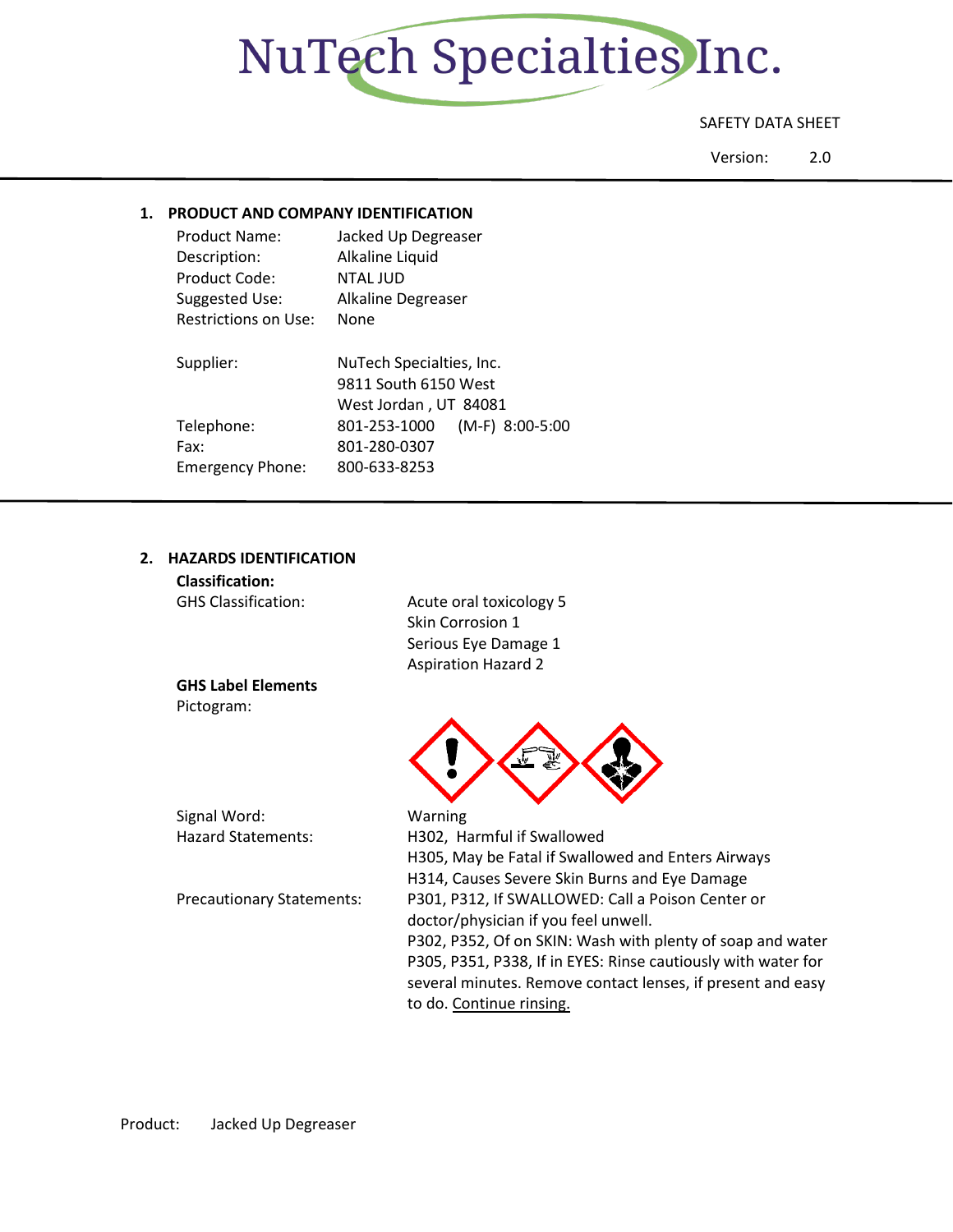# NuTech Specialties Inc.

SAFETY DATA SHEET

Version: 2.0

## 1. PRODUCT AND COMPANY IDENTIFICATION

| | |
|---|---|
| Product Name: | Jacked Up Degreaser |
| Description: | Alkaline Liquid |
| Product Code: | NTAL JUD |
| Suggested Use: | Alkaline Degreaser |
| Restrictions on Use: | None |
| Supplier: | NuTech Specialties, Inc.<br>9811 South 6150 West<br>West Jordan , UT 84081 |
| Telephone: | 801-253-1000 (M-F) 8:00-5:00 |
| Fax: | 801-280-0307 |
| Emergency Phone: | 800-633-8253 |

## 2. HAZARDS IDENTIFICATION

**Classification:**

GHS Classification:
Acute oral toxicology 5
Skin Corrosion 1
Serious Eye Damage 1
Aspiration Hazard 2

**GHS Label Elements**

Pictogram:

Signal Word: Warning

Hazard Statements:
H302, Harmful if Swallowed
H305, May be Fatal if Swallowed and Enters Airways
H314, Causes Severe Skin Burns and Eye Damage

Precautionary Statements:
P301, P312, If SWALLOWED: Call a Poison Center or doctor/physician if you feel unwell.
P302, P352, Of on SKIN: Wash with plenty of soap and water
P305, P351, P338, If in EYES: Rinse cautiously with water for several minutes. Remove contact lenses, if present and easy to do. Continue rinsing.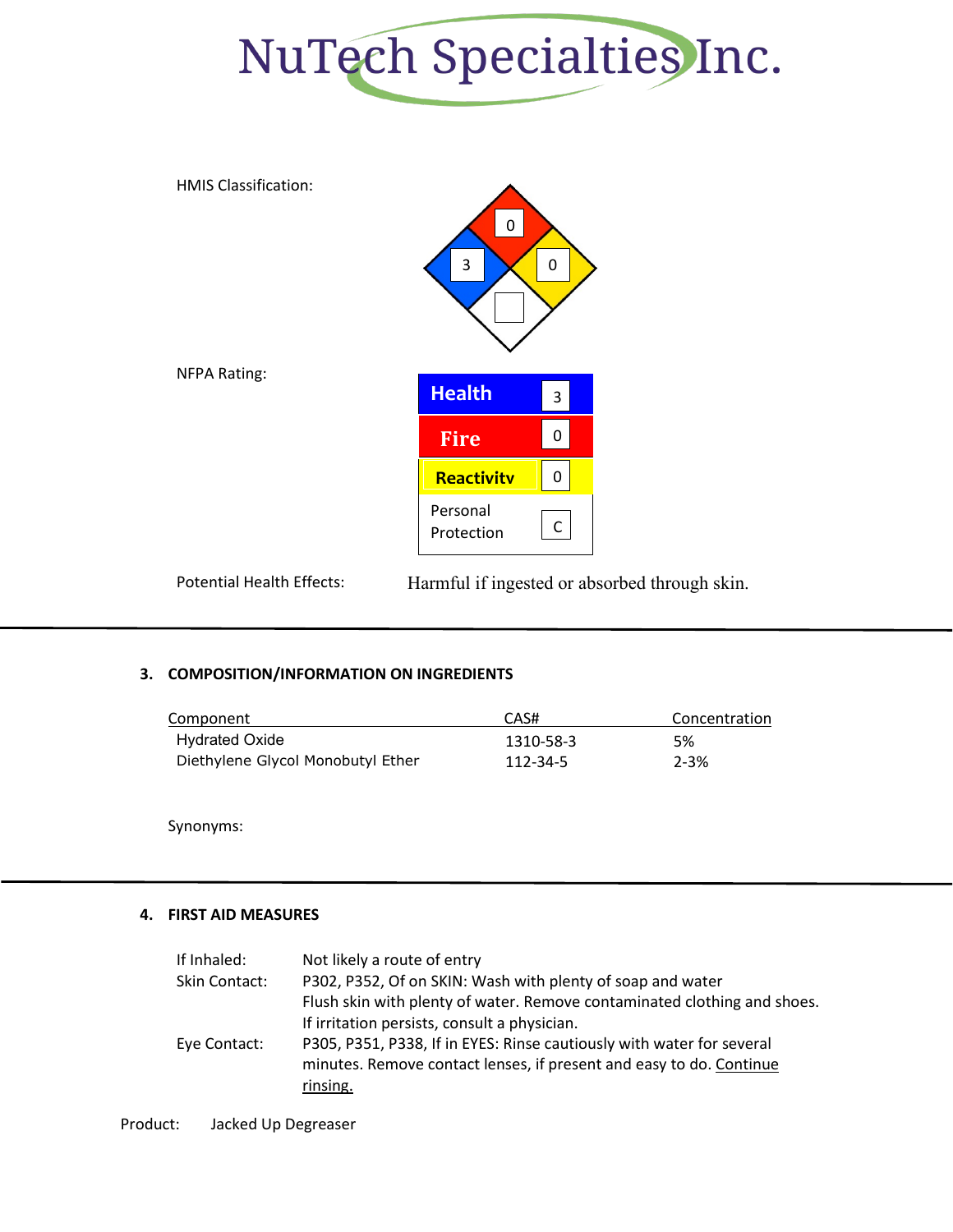# NuTech Specialties Inc.

HMIS Classification:

| Hazard | Rating |
|---|---|
| Fire (red) | 0 |
| Health (blue) | 3 |
| Reactivity (yellow) | 0 |
| Special (white) | |

NFPA Rating:

| | |
|---|---|
| **Health** | 3 |
| **Fire** | 0 |
| **Reactivity** | 0 |
| Personal Protection | C |

Potential Health Effects: Harmful if ingested or absorbed through skin.

---

## 3. COMPOSITION/INFORMATION ON INGREDIENTS

| Component | CAS# | Concentration |
|---|---|---|
| Hydrated Oxide | 1310-58-3 | 5% |
| Diethylene Glycol Monobutyl Ether | 112-34-5 | 2-3% |

Synonyms:

---

## 4. FIRST AID MEASURES

If Inhaled: Not likely a route of entry

Skin Contact: P302, P352, Of on SKIN: Wash with plenty of soap and water
Flush skin with plenty of water. Remove contaminated clothing and shoes.
If irritation persists, consult a physician.

Eye Contact: P305, P351, P338, If in EYES: Rinse cautiously with water for several minutes. Remove contact lenses, if present and easy to do. Continue rinsing.

Product: Jacked Up Degreaser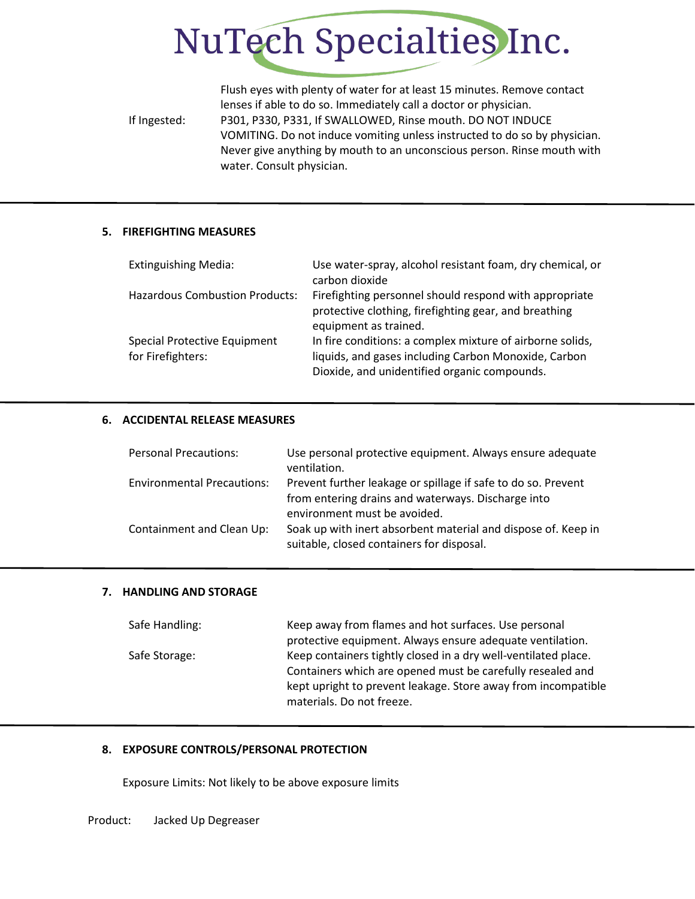Flush eyes with plenty of water for at least 15 minutes. Remove contact lenses if able to do so. Immediately call a doctor or physician.

If Ingested: P301, P330, P331, If SWALLOWED, Rinse mouth. DO NOT INDUCE VOMITING. Do not induce vomiting unless instructed to do so by physician. Never give anything by mouth to an unconscious person. Rinse mouth with water. Consult physician.

## 5. FIREFIGHTING MEASURES

| | |
|---|---|
| Extinguishing Media: | Use water-spray, alcohol resistant foam, dry chemical, or carbon dioxide |
| Hazardous Combustion Products: | Firefighting personnel should respond with appropriate protective clothing, firefighting gear, and breathing equipment as trained. |
| Special Protective Equipment for Firefighters: | In fire conditions: a complex mixture of airborne solids, liquids, and gases including Carbon Monoxide, Carbon Dioxide, and unidentified organic compounds. |

## 6. ACCIDENTAL RELEASE MEASURES

| | |
|---|---|
| Personal Precautions: | Use personal protective equipment. Always ensure adequate ventilation. |
| Environmental Precautions: | Prevent further leakage or spillage if safe to do so. Prevent from entering drains and waterways. Discharge into environment must be avoided. |
| Containment and Clean Up: | Soak up with inert absorbent material and dispose of. Keep in suitable, closed containers for disposal. |

## 7. HANDLING AND STORAGE

| | |
|---|---|
| Safe Handling: | Keep away from flames and hot surfaces. Use personal protective equipment. Always ensure adequate ventilation. |
| Safe Storage: | Keep containers tightly closed in a dry well-ventilated place. Containers which are opened must be carefully resealed and kept upright to prevent leakage. Store away from incompatible materials. Do not freeze. |

## 8. EXPOSURE CONTROLS/PERSONAL PROTECTION

Exposure Limits: Not likely to be above exposure limits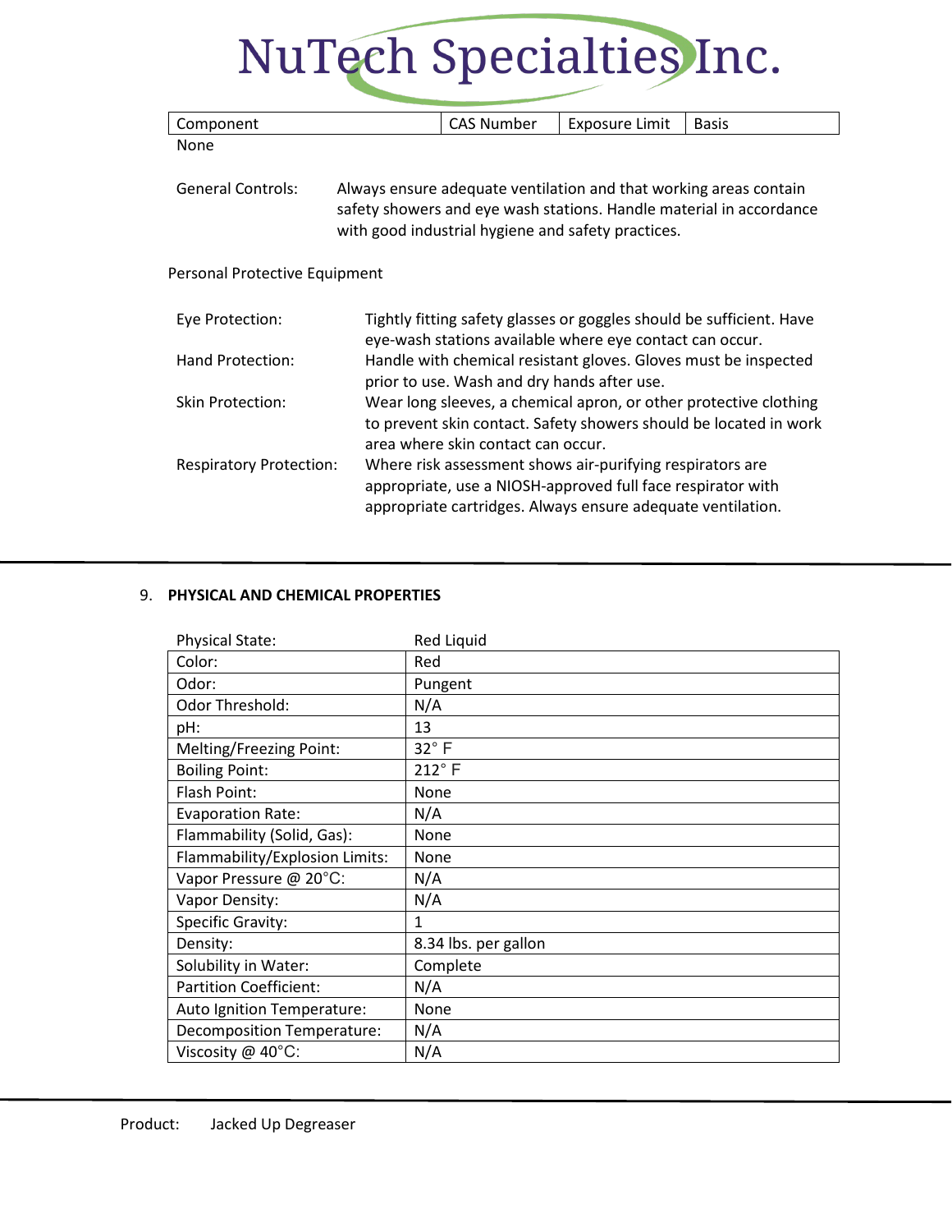| Component | CAS Number | Exposure Limit | Basis |
| --- | --- | --- | --- |
| None | | | |

General Controls: Always ensure adequate ventilation and that working areas contain safety showers and eye wash stations. Handle material in accordance with good industrial hygiene and safety practices.

Personal Protective Equipment

Eye Protection: Tightly fitting safety glasses or goggles should be sufficient. Have eye-wash stations available where eye contact can occur.

Hand Protection: Handle with chemical resistant gloves. Gloves must be inspected prior to use. Wash and dry hands after use.

Skin Protection: Wear long sleeves, a chemical apron, or other protective clothing to prevent skin contact. Safety showers should be located in work area where skin contact can occur.

Respiratory Protection: Where risk assessment shows air-purifying respirators are appropriate, use a NIOSH-approved full face respirator with appropriate cartridges. Always ensure adequate ventilation.

## 9. PHYSICAL AND CHEMICAL PROPERTIES

| Physical State: | Red Liquid |
| --- | --- |
| Color: | Red |
| Odor: | Pungent |
| Odor Threshold: | N/A |
| pH: | 13 |
| Melting/Freezing Point: | 32° F |
| Boiling Point: | 212° F |
| Flash Point: | None |
| Evaporation Rate: | N/A |
| Flammability (Solid, Gas): | None |
| Flammability/Explosion Limits: | None |
| Vapor Pressure @ 20°C: | N/A |
| Vapor Density: | N/A |
| Specific Gravity: | 1 |
| Density: | 8.34 lbs. per gallon |
| Solubility in Water: | Complete |
| Partition Coefficient: | N/A |
| Auto Ignition Temperature: | None |
| Decomposition Temperature: | N/A |
| Viscosity @ 40°C: | N/A |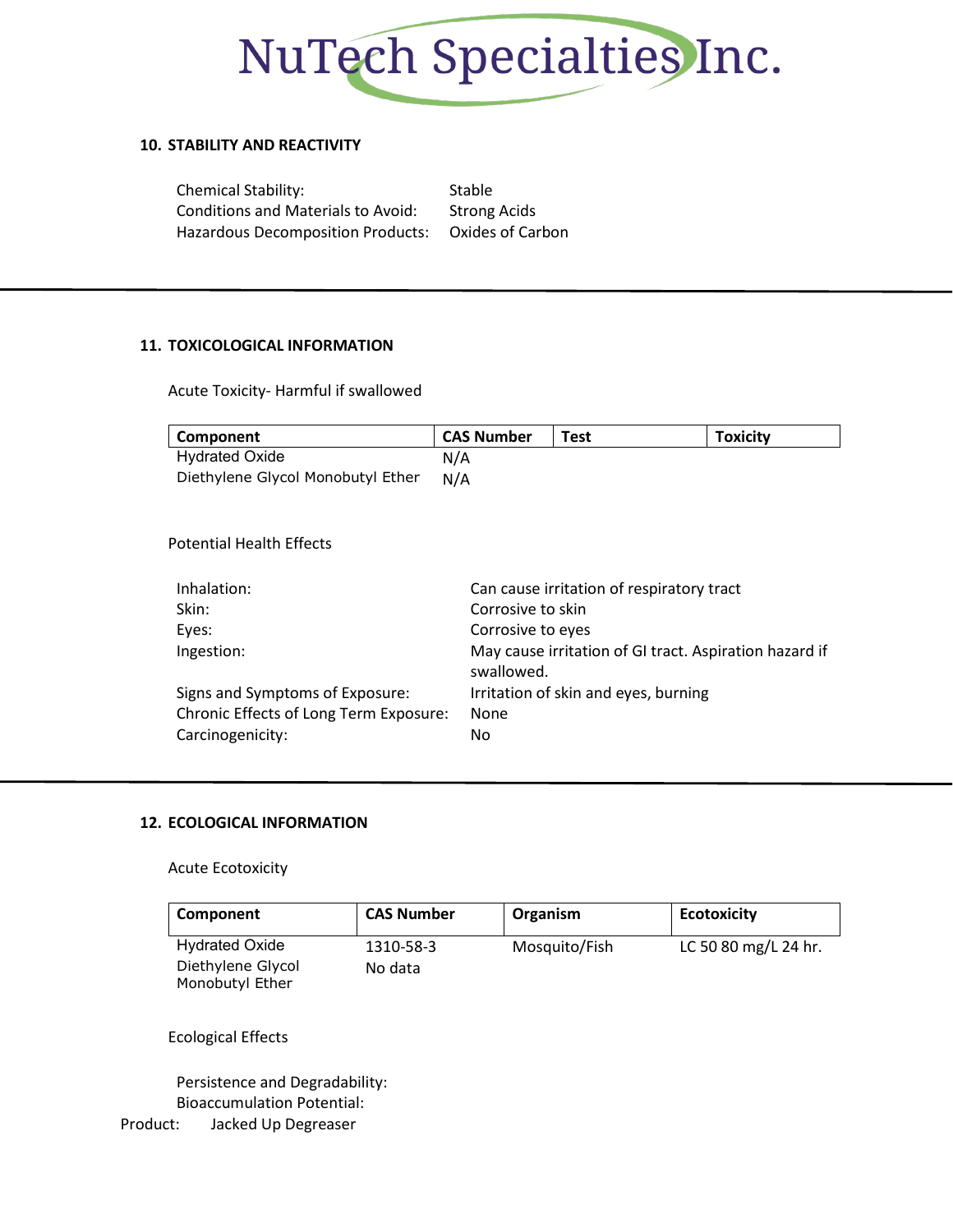## 10. STABILITY AND REACTIVITY

| | |
|---|---|
| Chemical Stability: | Stable |
| Conditions and Materials to Avoid: | Strong Acids |
| Hazardous Decomposition Products: | Oxides of Carbon |

## 11. TOXICOLOGICAL INFORMATION

Acute Toxicity- Harmful if swallowed

| Component | CAS Number | Test | Toxicity |
|---|---|---|---|
| Hydrated Oxide | N/A | | |
| Diethylene Glycol Monobutyl Ether | N/A | | |

Potential Health Effects

| | |
|---|---|
| Inhalation: | Can cause irritation of respiratory tract |
| Skin: | Corrosive to skin |
| Eyes: | Corrosive to eyes |
| Ingestion: | May cause irritation of GI tract. Aspiration hazard if swallowed. |
| Signs and Symptoms of Exposure: | Irritation of skin and eyes, burning |
| Chronic Effects of Long Term Exposure: | None |
| Carcinogenicity: | No |

## 12. ECOLOGICAL INFORMATION

Acute Ecotoxicity

| Component | CAS Number | Organism | Ecotoxicity |
|---|---|---|---|
| Hydrated Oxide | 1310-58-3 | Mosquito/Fish | LC 50 80 mg/L 24 hr. |
| Diethylene Glycol Monobutyl Ether | No data | | |

Ecological Effects

Persistence and Degradability:

Bioaccumulation Potential:

Product: Jacked Up Degreaser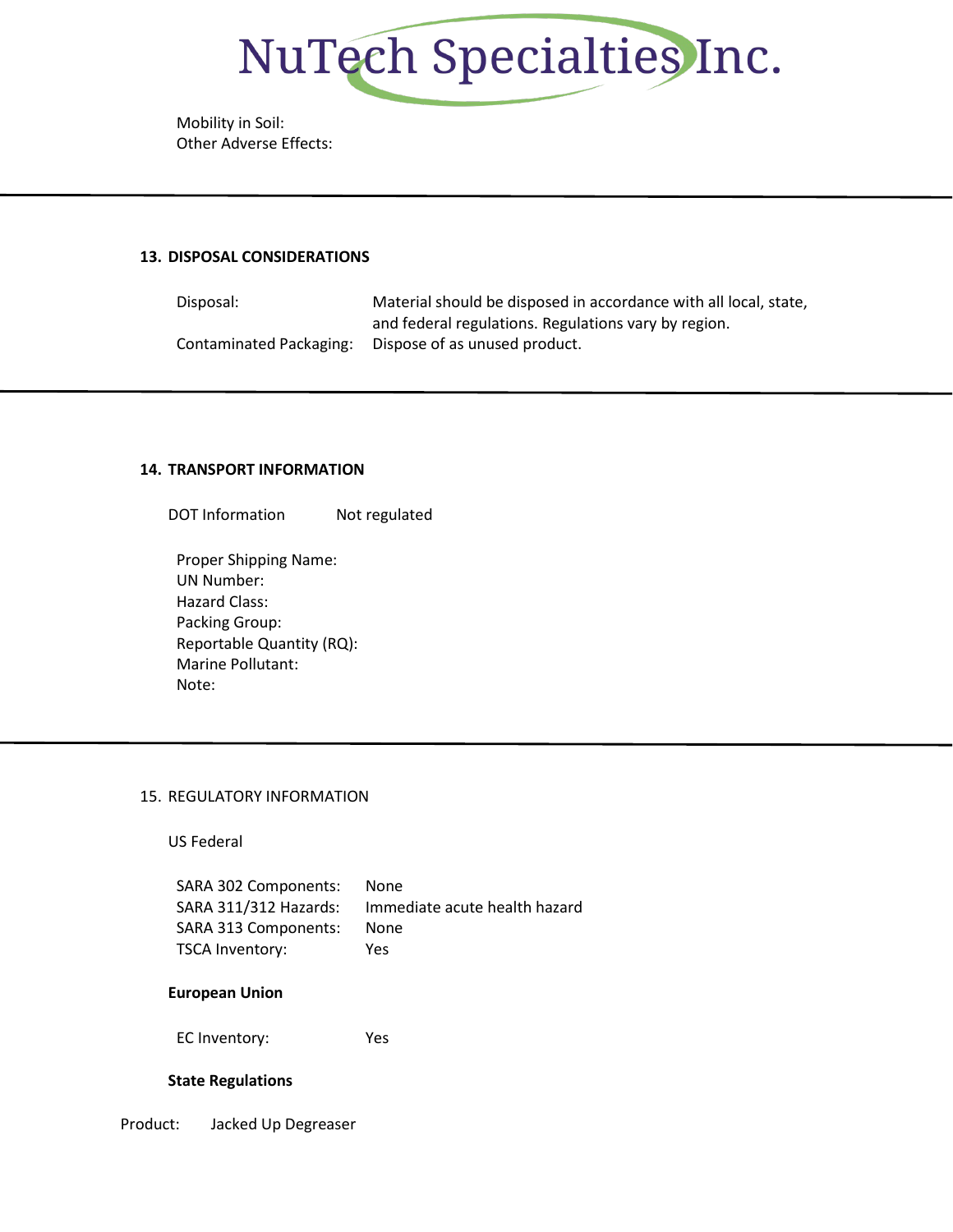Mobility in Soil:
Other Adverse Effects:

---

## 13. DISPOSAL CONSIDERATIONS

| | |
|---|---|
| Disposal: | Material should be disposed in accordance with all local, state, and federal regulations. Regulations vary by region. |
| Contaminated Packaging: | Dispose of as unused product. |

---

## 14. TRANSPORT INFORMATION

DOT Information  Not regulated

Proper Shipping Name:
UN Number:
Hazard Class:
Packing Group:
Reportable Quantity (RQ):
Marine Pollutant:
Note:

---

## 15. REGULATORY INFORMATION

US Federal

| | |
|---|---|
| SARA 302 Components: | None |
| SARA 311/312 Hazards: | Immediate acute health hazard |
| SARA 313 Components: | None |
| TSCA Inventory: | Yes |

**European Union**

EC Inventory:  Yes

**State Regulations**

Product:  Jacked Up Degreaser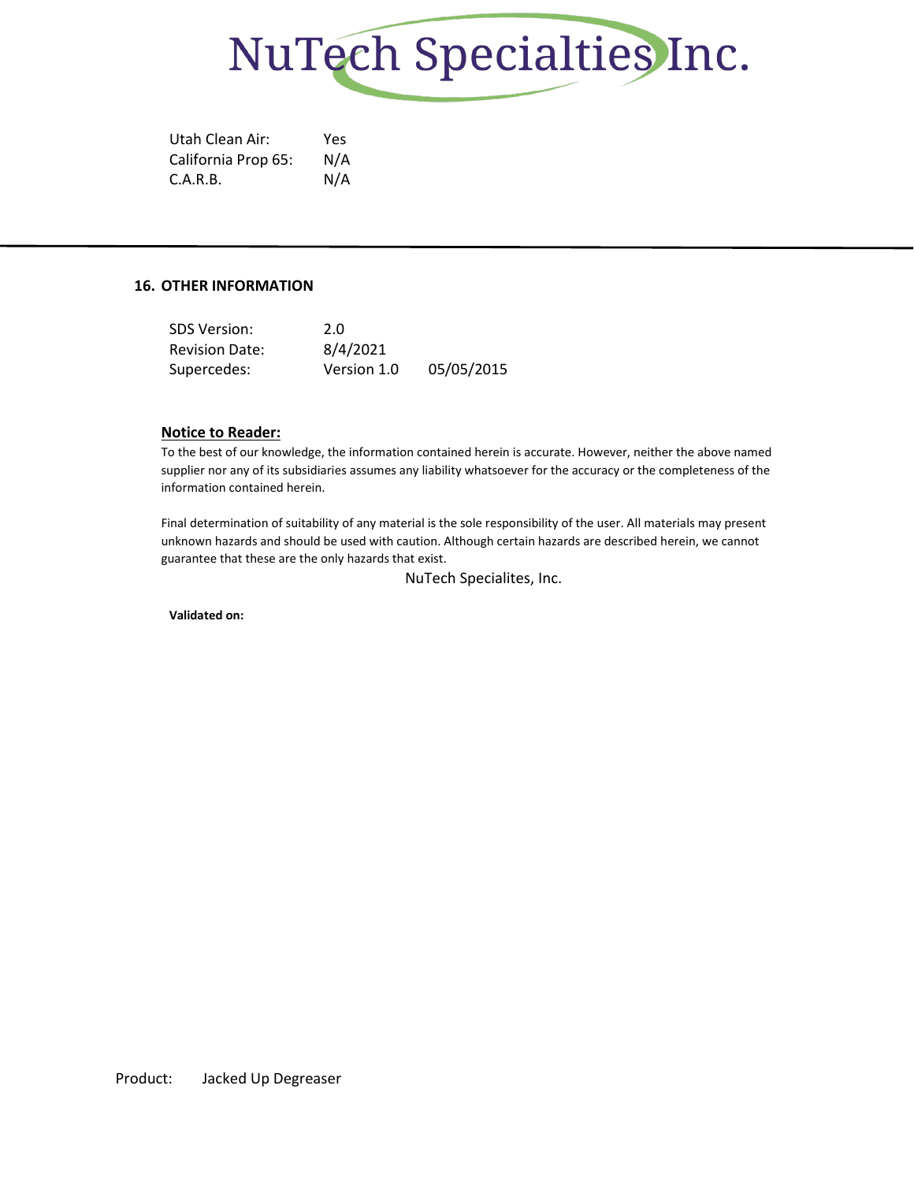| | |
|---|---|
| Utah Clean Air: | Yes |
| California Prop 65: | N/A |
| C.A.R.B. | N/A |

## 16. OTHER INFORMATION

| | | |
|---|---|---|
| SDS Version: | 2.0 | |
| Revision Date: | 8/4/2021 | |
| Supercedes: | Version 1.0 | 05/05/2015 |

**Notice to Reader:**

To the best of our knowledge, the information contained herein is accurate. However, neither the above named supplier nor any of its subsidiaries assumes any liability whatsoever for the accuracy or the completeness of the information contained herein.

Final determination of suitability of any material is the sole responsibility of the user. All materials may present unknown hazards and should be used with caution. Although certain hazards are described herein, we cannot guarantee that these are the only hazards that exist.

NuTech Specialites, Inc.

**Validated on:**